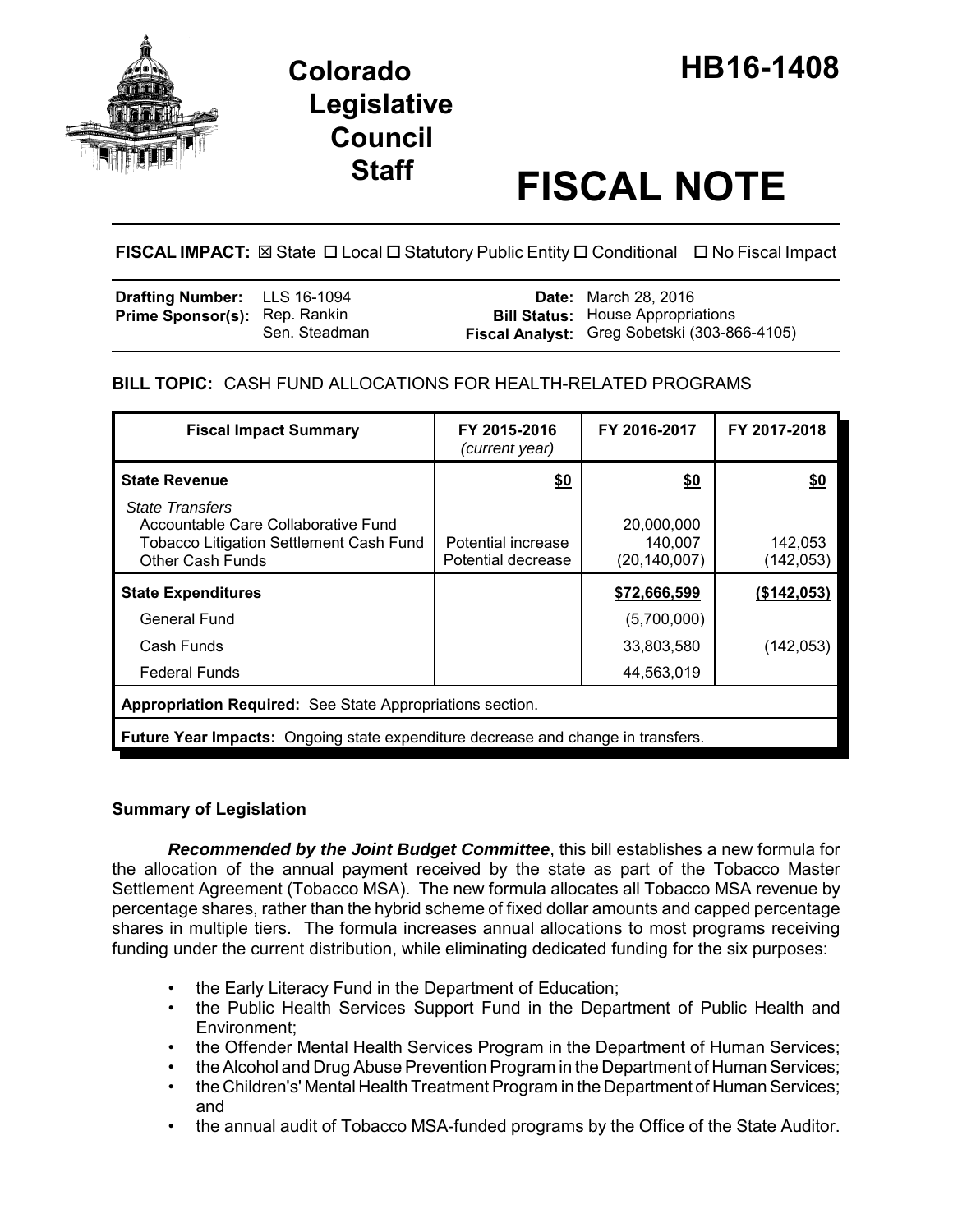# Colorado Legislative Council Staff

# HB16-1408

# FISCAL NOTE

**FISCAL IMPACT:** ☒ State ☐ Local ☐ Statutory Public Entity ☐ Conditional ☐ No Fiscal Impact

| | | | |
|---|---|---|---|
| **Drafting Number:** | LLS 16-1094 | **Date:** | March 28, 2016 |
| **Prime Sponsor(s):** | Rep. Rankin<br>Sen. Steadman | **Bill Status:** | House Appropriations |
| | | **Fiscal Analyst:** | Greg Sobetski (303-866-4105) |

**BILL TOPIC:** CASH FUND ALLOCATIONS FOR HEALTH-RELATED PROGRAMS

| Fiscal Impact Summary | FY 2015-2016 *(current year)* | FY 2016-2017 | FY 2017-2018 |
|---|---|---|---|
| **State Revenue** | **$0** | **$0** | **$0** |
| *State Transfers* | | | |
| Accountable Care Collaborative Fund | | 20,000,000 | |
| Tobacco Litigation Settlement Cash Fund | Potential increase | 140,007 | 142,053 |
| Other Cash Funds | Potential decrease | (20,140,007) | (142,053) |
| **State Expenditures** | | **$72,666,599** | **($142,053)** |
| General Fund | | (5,700,000) | |
| Cash Funds | | 33,803,580 | (142,053) |
| Federal Funds | | 44,563,019 | |
| **Appropriation Required:** See State Appropriations section. | | | |
| **Future Year Impacts:** Ongoing state expenditure decrease and change in transfers. | | | |

## Summary of Legislation

***Recommended by the Joint Budget Committee***, this bill establishes a new formula for the allocation of the annual payment received by the state as part of the Tobacco Master Settlement Agreement (Tobacco MSA). The new formula allocates all Tobacco MSA revenue by percentage shares, rather than the hybrid scheme of fixed dollar amounts and capped percentage shares in multiple tiers. The formula increases annual allocations to most programs receiving funding under the current distribution, while eliminating dedicated funding for the six purposes:

- the Early Literacy Fund in the Department of Education;
- the Public Health Services Support Fund in the Department of Public Health and Environment;
- the Offender Mental Health Services Program in the Department of Human Services;
- the Alcohol and Drug Abuse Prevention Program in the Department of Human Services;
- the Children's' Mental Health Treatment Program in the Department of Human Services; and
- the annual audit of Tobacco MSA-funded programs by the Office of the State Auditor.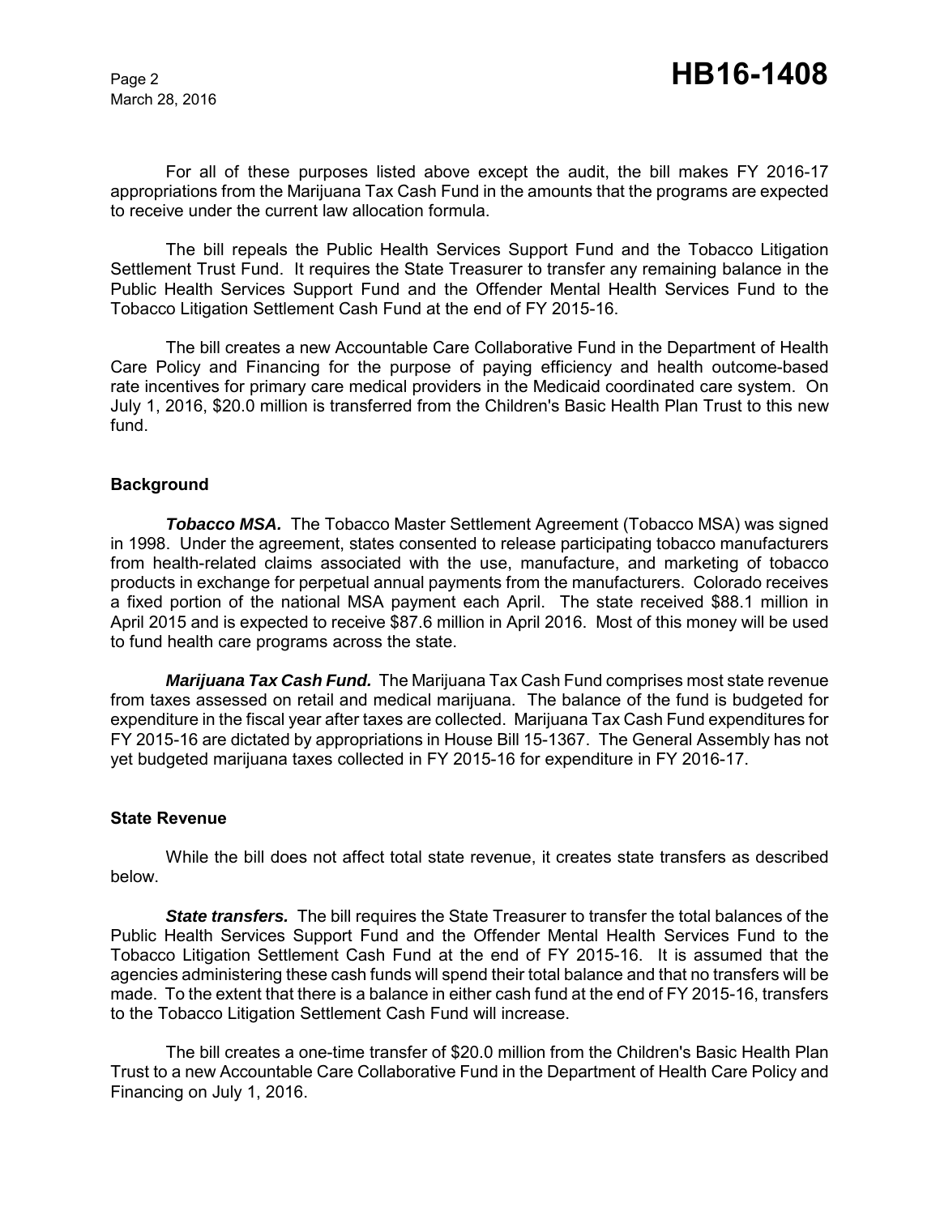For all of these purposes listed above except the audit, the bill makes FY 2016-17 appropriations from the Marijuana Tax Cash Fund in the amounts that the programs are expected to receive under the current law allocation formula.

The bill repeals the Public Health Services Support Fund and the Tobacco Litigation Settlement Trust Fund. It requires the State Treasurer to transfer any remaining balance in the Public Health Services Support Fund and the Offender Mental Health Services Fund to the Tobacco Litigation Settlement Cash Fund at the end of FY 2015-16.

The bill creates a new Accountable Care Collaborative Fund in the Department of Health Care Policy and Financing for the purpose of paying efficiency and health outcome-based rate incentives for primary care medical providers in the Medicaid coordinated care system. On July 1, 2016, $20.0 million is transferred from the Children's Basic Health Plan Trust to this new fund.

## Background

***Tobacco MSA.*** The Tobacco Master Settlement Agreement (Tobacco MSA) was signed in 1998. Under the agreement, states consented to release participating tobacco manufacturers from health-related claims associated with the use, manufacture, and marketing of tobacco products in exchange for perpetual annual payments from the manufacturers. Colorado receives a fixed portion of the national MSA payment each April. The state received $88.1 million in April 2015 and is expected to receive $87.6 million in April 2016. Most of this money will be used to fund health care programs across the state.

***Marijuana Tax Cash Fund.*** The Marijuana Tax Cash Fund comprises most state revenue from taxes assessed on retail and medical marijuana. The balance of the fund is budgeted for expenditure in the fiscal year after taxes are collected. Marijuana Tax Cash Fund expenditures for FY 2015-16 are dictated by appropriations in House Bill 15-1367. The General Assembly has not yet budgeted marijuana taxes collected in FY 2015-16 for expenditure in FY 2016-17.

## State Revenue

While the bill does not affect total state revenue, it creates state transfers as described below.

***State transfers.*** The bill requires the State Treasurer to transfer the total balances of the Public Health Services Support Fund and the Offender Mental Health Services Fund to the Tobacco Litigation Settlement Cash Fund at the end of FY 2015-16. It is assumed that the agencies administering these cash funds will spend their total balance and that no transfers will be made. To the extent that there is a balance in either cash fund at the end of FY 2015-16, transfers to the Tobacco Litigation Settlement Cash Fund will increase.

The bill creates a one-time transfer of $20.0 million from the Children's Basic Health Plan Trust to a new Accountable Care Collaborative Fund in the Department of Health Care Policy and Financing on July 1, 2016.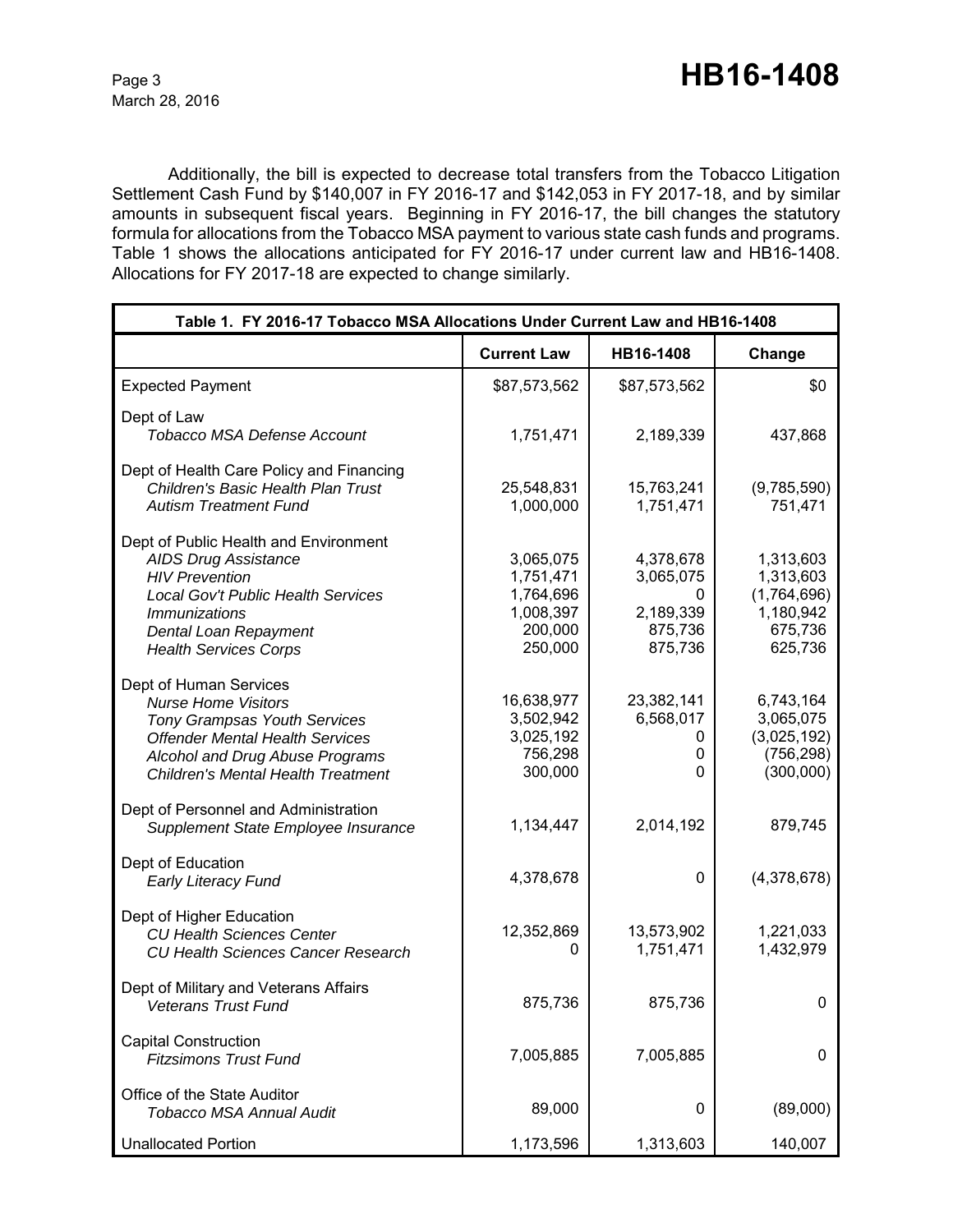Additionally, the bill is expected to decrease total transfers from the Tobacco Litigation Settlement Cash Fund by $140,007 in FY 2016-17 and $142,053 in FY 2017-18, and by similar amounts in subsequent fiscal years. Beginning in FY 2016-17, the bill changes the statutory formula for allocations from the Tobacco MSA payment to various state cash funds and programs. Table 1 shows the allocations anticipated for FY 2016-17 under current law and HB16-1408. Allocations for FY 2017-18 are expected to change similarly.

**Table 1. FY 2016-17 Tobacco MSA Allocations Under Current Law and HB16-1408**

| | Current Law | HB16-1408 | Change |
|---|---|---|---|
| Expected Payment | $87,573,562 | $87,573,562 | $0 |
| Dept of Law | | | |
| *Tobacco MSA Defense Account* | 1,751,471 | 2,189,339 | 437,868 |
| Dept of Health Care Policy and Financing | | | |
| *Children's Basic Health Plan Trust* | 25,548,831 | 15,763,241 | (9,785,590) |
| *Autism Treatment Fund* | 1,000,000 | 1,751,471 | 751,471 |
| Dept of Public Health and Environment | | | |
| *AIDS Drug Assistance* | 3,065,075 | 4,378,678 | 1,313,603 |
| *HIV Prevention* | 1,751,471 | 3,065,075 | 1,313,603 |
| *Local Gov't Public Health Services* | 1,764,696 | 0 | (1,764,696) |
| *Immunizations* | 1,008,397 | 2,189,339 | 1,180,942 |
| *Dental Loan Repayment* | 200,000 | 875,736 | 675,736 |
| *Health Services Corps* | 250,000 | 875,736 | 625,736 |
| Dept of Human Services | | | |
| *Nurse Home Visitors* | 16,638,977 | 23,382,141 | 6,743,164 |
| *Tony Grampsas Youth Services* | 3,502,942 | 6,568,017 | 3,065,075 |
| *Offender Mental Health Services* | 3,025,192 | 0 | (3,025,192) |
| *Alcohol and Drug Abuse Programs* | 756,298 | 0 | (756,298) |
| *Children's Mental Health Treatment* | 300,000 | 0 | (300,000) |
| Dept of Personnel and Administration | | | |
| *Supplement State Employee Insurance* | 1,134,447 | 2,014,192 | 879,745 |
| Dept of Education | | | |
| *Early Literacy Fund* | 4,378,678 | 0 | (4,378,678) |
| Dept of Higher Education | | | |
| *CU Health Sciences Center* | 12,352,869 | 13,573,902 | 1,221,033 |
| *CU Health Sciences Cancer Research* | 0 | 1,751,471 | 1,432,979 |
| Dept of Military and Veterans Affairs | | | |
| *Veterans Trust Fund* | 875,736 | 875,736 | 0 |
| Capital Construction | | | |
| *Fitzsimons Trust Fund* | 7,005,885 | 7,005,885 | 0 |
| Office of the State Auditor | | | |
| *Tobacco MSA Annual Audit* | 89,000 | 0 | (89,000) |
| Unallocated Portion | 1,173,596 | 1,313,603 | 140,007 |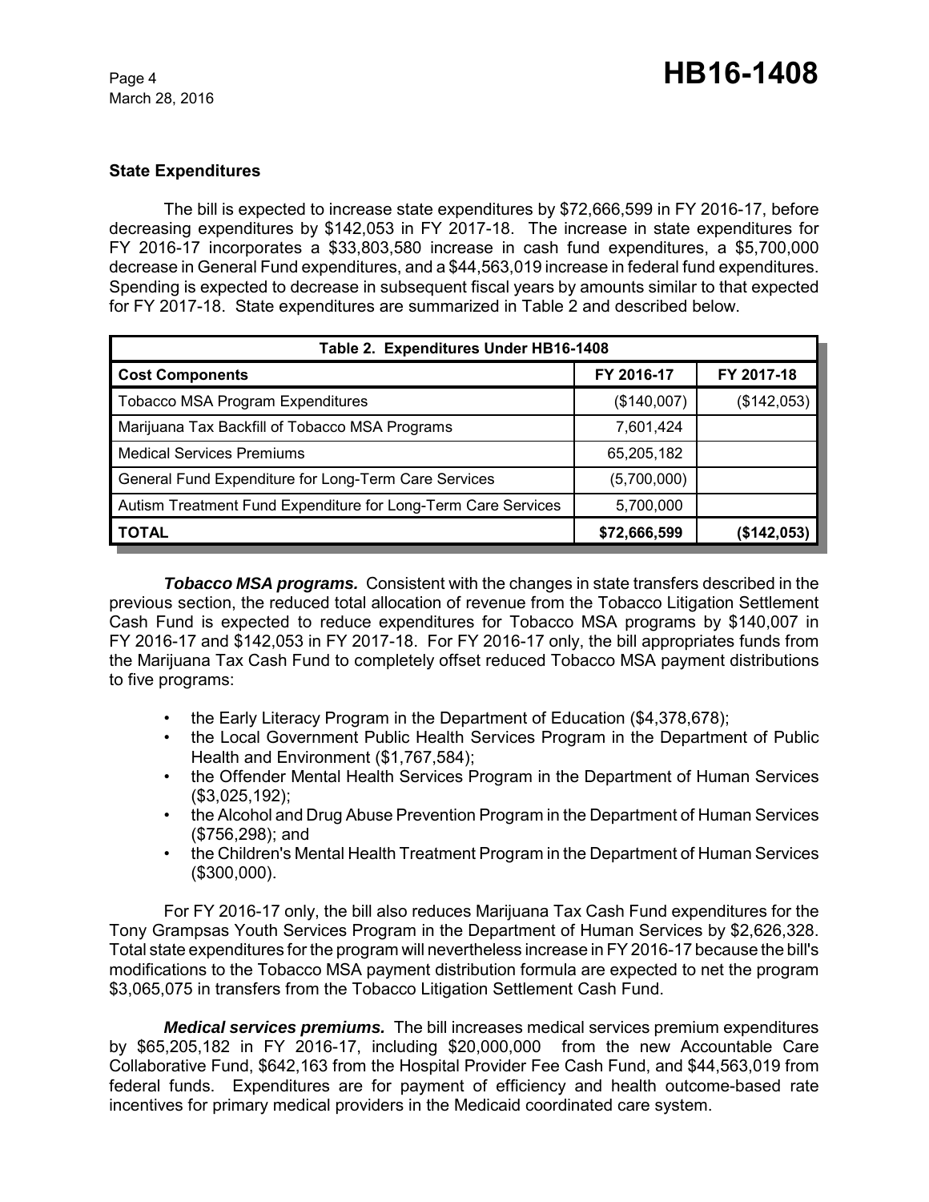### State Expenditures

The bill is expected to increase state expenditures by $72,666,599 in FY 2016-17, before decreasing expenditures by $142,053 in FY 2017-18. The increase in state expenditures for FY 2016-17 incorporates a $33,803,580 increase in cash fund expenditures, a $5,700,000 decrease in General Fund expenditures, and a $44,563,019 increase in federal fund expenditures. Spending is expected to decrease in subsequent fiscal years by amounts similar to that expected for FY 2017-18. State expenditures are summarized in Table 2 and described below.

| Table 2. Expenditures Under HB16-1408 | | |
|---|---|---|
| **Cost Components** | **FY 2016-17** | **FY 2017-18** |
| Tobacco MSA Program Expenditures | ($140,007) | ($142,053) |
| Marijuana Tax Backfill of Tobacco MSA Programs | 7,601,424 | |
| Medical Services Premiums | 65,205,182 | |
| General Fund Expenditure for Long-Term Care Services | (5,700,000) | |
| Autism Treatment Fund Expenditure for Long-Term Care Services | 5,700,000 | |
| **TOTAL** | **$72,666,599** | **($142,053)** |

***Tobacco MSA programs.*** Consistent with the changes in state transfers described in the previous section, the reduced total allocation of revenue from the Tobacco Litigation Settlement Cash Fund is expected to reduce expenditures for Tobacco MSA programs by $140,007 in FY 2016-17 and $142,053 in FY 2017-18. For FY 2016-17 only, the bill appropriates funds from the Marijuana Tax Cash Fund to completely offset reduced Tobacco MSA payment distributions to five programs:

- the Early Literacy Program in the Department of Education ($4,378,678);
- the Local Government Public Health Services Program in the Department of Public Health and Environment ($1,767,584);
- the Offender Mental Health Services Program in the Department of Human Services ($3,025,192);
- the Alcohol and Drug Abuse Prevention Program in the Department of Human Services ($756,298); and
- the Children's Mental Health Treatment Program in the Department of Human Services ($300,000).

For FY 2016-17 only, the bill also reduces Marijuana Tax Cash Fund expenditures for the Tony Grampsas Youth Services Program in the Department of Human Services by $2,626,328. Total state expenditures for the program will nevertheless increase in FY 2016-17 because the bill's modifications to the Tobacco MSA payment distribution formula are expected to net the program $3,065,075 in transfers from the Tobacco Litigation Settlement Cash Fund.

***Medical services premiums.*** The bill increases medical services premium expenditures by $65,205,182 in FY 2016-17, including $20,000,000 from the new Accountable Care Collaborative Fund, $642,163 from the Hospital Provider Fee Cash Fund, and $44,563,019 from federal funds. Expenditures are for payment of efficiency and health outcome-based rate incentives for primary medical providers in the Medicaid coordinated care system.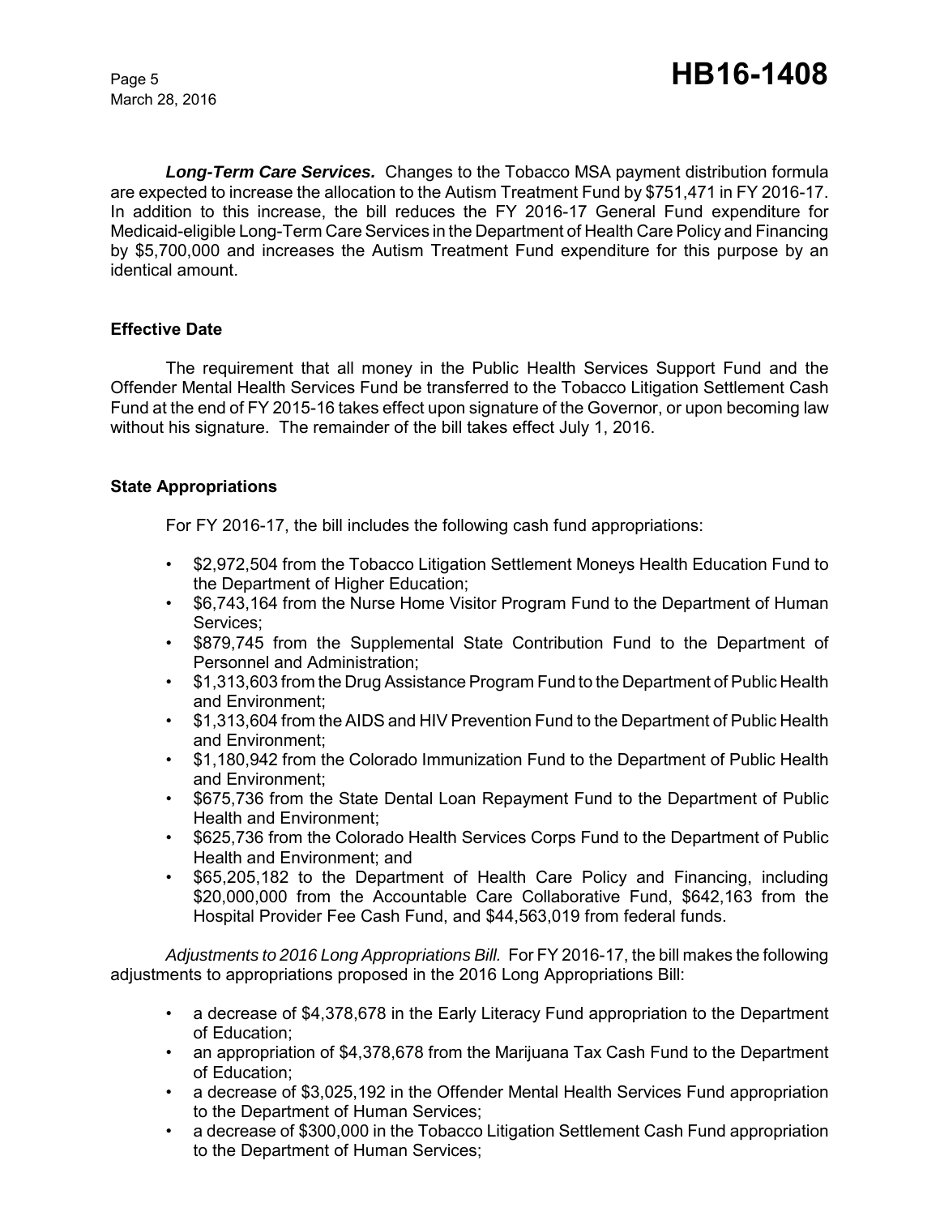***Long-Term Care Services.*** Changes to the Tobacco MSA payment distribution formula are expected to increase the allocation to the Autism Treatment Fund by $751,471 in FY 2016-17. In addition to this increase, the bill reduces the FY 2016-17 General Fund expenditure for Medicaid-eligible Long-Term Care Services in the Department of Health Care Policy and Financing by $5,700,000 and increases the Autism Treatment Fund expenditure for this purpose by an identical amount.

**Effective Date**

The requirement that all money in the Public Health Services Support Fund and the Offender Mental Health Services Fund be transferred to the Tobacco Litigation Settlement Cash Fund at the end of FY 2015-16 takes effect upon signature of the Governor, or upon becoming law without his signature. The remainder of the bill takes effect July 1, 2016.

**State Appropriations**

For FY 2016-17, the bill includes the following cash fund appropriations:

- $2,972,504 from the Tobacco Litigation Settlement Moneys Health Education Fund to the Department of Higher Education;
- $6,743,164 from the Nurse Home Visitor Program Fund to the Department of Human Services;
- $879,745 from the Supplemental State Contribution Fund to the Department of Personnel and Administration;
- $1,313,603 from the Drug Assistance Program Fund to the Department of Public Health and Environment;
- $1,313,604 from the AIDS and HIV Prevention Fund to the Department of Public Health and Environment;
- $1,180,942 from the Colorado Immunization Fund to the Department of Public Health and Environment;
- $675,736 from the State Dental Loan Repayment Fund to the Department of Public Health and Environment;
- $625,736 from the Colorado Health Services Corps Fund to the Department of Public Health and Environment; and
- $65,205,182 to the Department of Health Care Policy and Financing, including $20,000,000 from the Accountable Care Collaborative Fund, $642,163 from the Hospital Provider Fee Cash Fund, and $44,563,019 from federal funds.

*Adjustments to 2016 Long Appropriations Bill.* For FY 2016-17, the bill makes the following adjustments to appropriations proposed in the 2016 Long Appropriations Bill:

- a decrease of $4,378,678 in the Early Literacy Fund appropriation to the Department of Education;
- an appropriation of $4,378,678 from the Marijuana Tax Cash Fund to the Department of Education;
- a decrease of $3,025,192 in the Offender Mental Health Services Fund appropriation to the Department of Human Services;
- a decrease of $300,000 in the Tobacco Litigation Settlement Cash Fund appropriation to the Department of Human Services;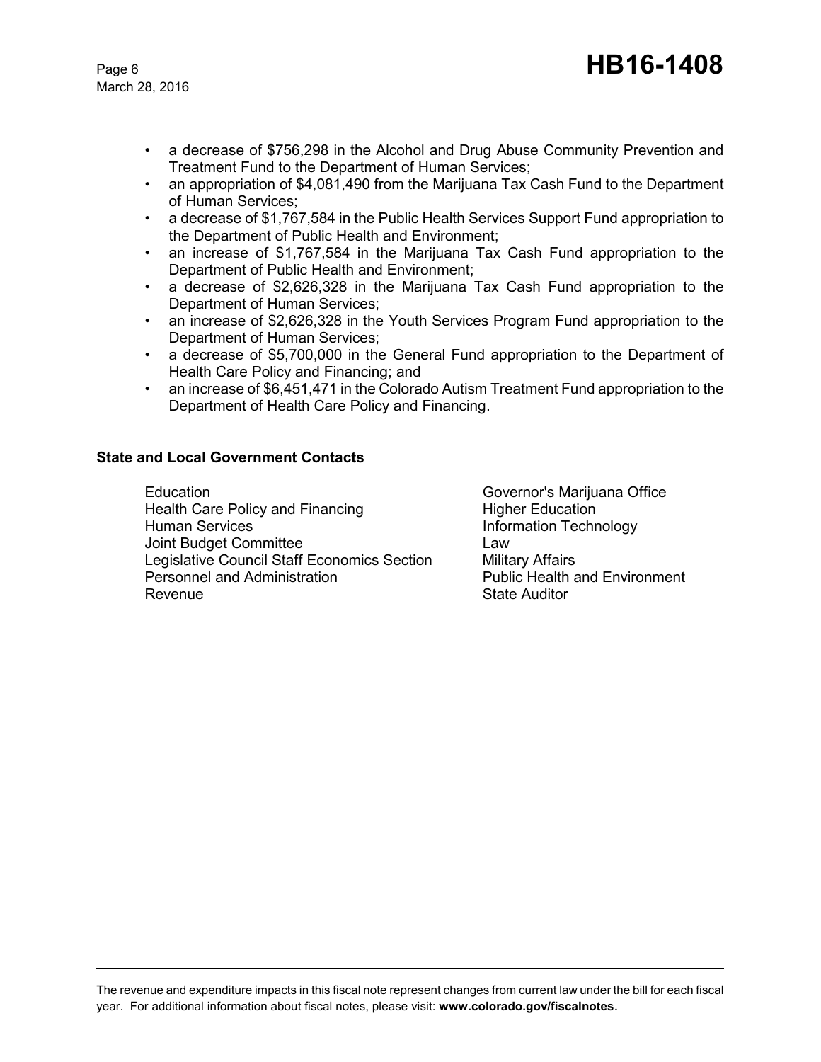- a decrease of $756,298 in the Alcohol and Drug Abuse Community Prevention and Treatment Fund to the Department of Human Services;
- an appropriation of $4,081,490 from the Marijuana Tax Cash Fund to the Department of Human Services;
- a decrease of $1,767,584 in the Public Health Services Support Fund appropriation to the Department of Public Health and Environment;
- an increase of $1,767,584 in the Marijuana Tax Cash Fund appropriation to the Department of Public Health and Environment;
- a decrease of $2,626,328 in the Marijuana Tax Cash Fund appropriation to the Department of Human Services;
- an increase of $2,626,328 in the Youth Services Program Fund appropriation to the Department of Human Services;
- a decrease of $5,700,000 in the General Fund appropriation to the Department of Health Care Policy and Financing; and
- an increase of $6,451,471 in the Colorado Autism Treatment Fund appropriation to the Department of Health Care Policy and Financing.

**State and Local Government Contacts**

Education
Governor's Marijuana Office
Health Care Policy and Financing
Higher Education
Human Services
Information Technology
Joint Budget Committee
Law
Legislative Council Staff Economics Section
Military Affairs
Personnel and Administration
Public Health and Environment
Revenue
State Auditor

The revenue and expenditure impacts in this fiscal note represent changes from current law under the bill for each fiscal year. For additional information about fiscal notes, please visit: **www.colorado.gov/fiscalnotes.**